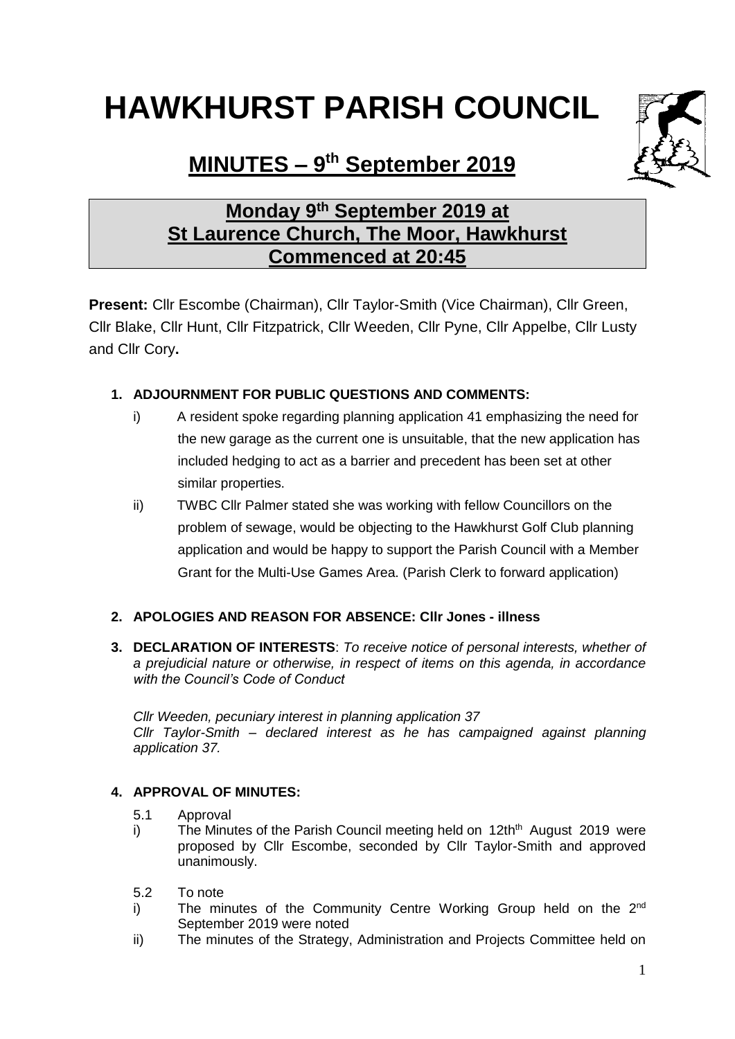# HAWKHURST PARISH COUNCIL

## MINUTES – 9th September 2019

### Monday 9th September 2019 at St Laurence Church, The Moor, Hawkhurst Commenced at 20:45

**Present:** Cllr Escombe (Chairman), Cllr Taylor-Smith (Vice Chairman), Cllr Green, Cllr Blake, Cllr Hunt, Cllr Fitzpatrick, Cllr Weeden, Cllr Pyne, Cllr Appelbe, Cllr Lusty and Cllr Cory**.**

**1. ADJOURNMENT FOR PUBLIC QUESTIONS AND COMMENTS:**

- i) A resident spoke regarding planning application 41 emphasizing the need for the new garage as the current one is unsuitable, that the new application has included hedging to act as a barrier and precedent has been set at other similar properties.
- ii) TWBC Cllr Palmer stated she was working with fellow Councillors on the problem of sewage, would be objecting to the Hawkhurst Golf Club planning application and would be happy to support the Parish Council with a Member Grant for the Multi-Use Games Area. (Parish Clerk to forward application)

**2. APOLOGIES AND REASON FOR ABSENCE: Cllr Jones - illness**

**3. DECLARATION OF INTERESTS**: *To receive notice of personal interests, whether of a prejudicial nature or otherwise, in respect of items on this agenda, in accordance with the Council's Code of Conduct*

*Cllr Weeden, pecuniary interest in planning application 37*
*Cllr Taylor-Smith – declared interest as he has campaigned against planning application 37.*

**4. APPROVAL OF MINUTES:**

5.1 Approval

- i) The Minutes of the Parish Council meeting held on 12thth August 2019 were proposed by Cllr Escombe, seconded by Cllr Taylor-Smith and approved unanimously.

5.2 To note

- i) The minutes of the Community Centre Working Group held on the 2nd September 2019 were noted
- ii) The minutes of the Strategy, Administration and Projects Committee held on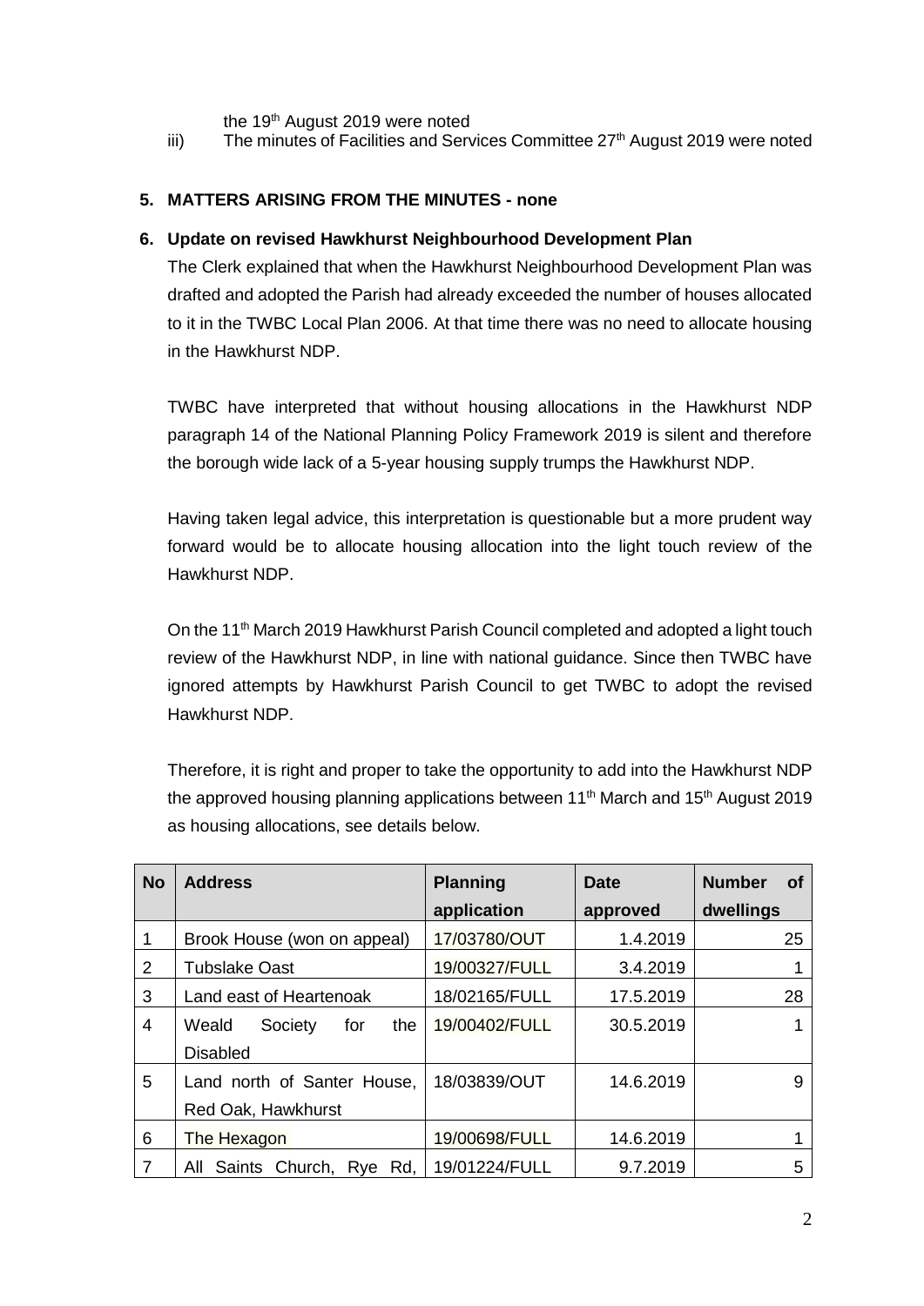the 19th August 2019 were noted

iii) The minutes of Facilities and Services Committee 27th August 2019 were noted

**5. MATTERS ARISING FROM THE MINUTES - none**

**6. Update on revised Hawkhurst Neighbourhood Development Plan**

The Clerk explained that when the Hawkhurst Neighbourhood Development Plan was drafted and adopted the Parish had already exceeded the number of houses allocated to it in the TWBC Local Plan 2006. At that time there was no need to allocate housing in the Hawkhurst NDP.

TWBC have interpreted that without housing allocations in the Hawkhurst NDP paragraph 14 of the National Planning Policy Framework 2019 is silent and therefore the borough wide lack of a 5-year housing supply trumps the Hawkhurst NDP.

Having taken legal advice, this interpretation is questionable but a more prudent way forward would be to allocate housing allocation into the light touch review of the Hawkhurst NDP.

On the 11th March 2019 Hawkhurst Parish Council completed and adopted a light touch review of the Hawkhurst NDP, in line with national guidance. Since then TWBC have ignored attempts by Hawkhurst Parish Council to get TWBC to adopt the revised Hawkhurst NDP.

Therefore, it is right and proper to take the opportunity to add into the Hawkhurst NDP the approved housing planning applications between 11th March and 15th August 2019 as housing allocations, see details below.

| No | Address | Planning application | Date approved | Number of dwellings |
|---|---|---|---|---|
| 1 | Brook House (won on appeal) | 17/03780/OUT | 1.4.2019 | 25 |
| 2 | Tubslake Oast | 19/00327/FULL | 3.4.2019 | 1 |
| 3 | Land east of Heartenoak | 18/02165/FULL | 17.5.2019 | 28 |
| 4 | Weald Society for the Disabled | 19/00402/FULL | 30.5.2019 | 1 |
| 5 | Land north of Santer House, Red Oak, Hawkhurst | 18/03839/OUT | 14.6.2019 | 9 |
| 6 | The Hexagon | 19/00698/FULL | 14.6.2019 | 1 |
| 7 | All Saints Church, Rye Rd, | 19/01224/FULL | 9.7.2019 | 5 |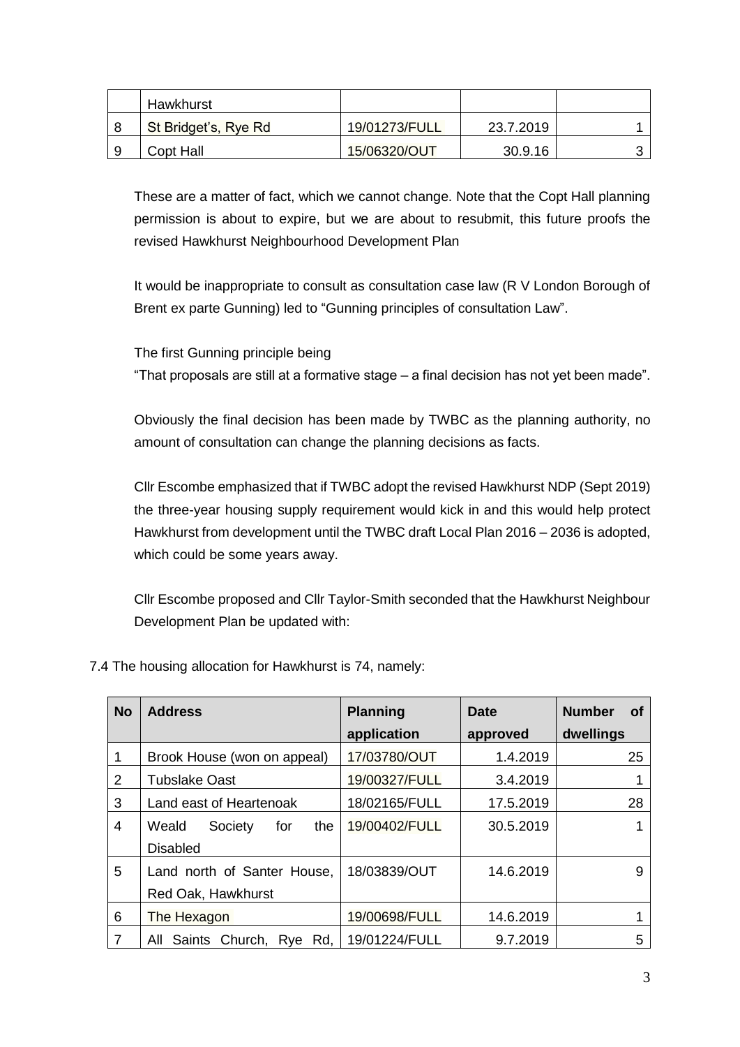| | Hawkhurst | | | |
|---|---|---|---|---|
| 8 | St Bridget's, Rye Rd | 19/01273/FULL | 23.7.2019 | 1 |
| 9 | Copt Hall | 15/06320/OUT | 30.9.16 | 3 |

These are a matter of fact, which we cannot change. Note that the Copt Hall planning permission is about to expire, but we are about to resubmit, this future proofs the revised Hawkhurst Neighbourhood Development Plan

It would be inappropriate to consult as consultation case law (R V London Borough of Brent ex parte Gunning) led to "Gunning principles of consultation Law".

The first Gunning principle being
"That proposals are still at a formative stage – a final decision has not yet been made".

Obviously the final decision has been made by TWBC as the planning authority, no amount of consultation can change the planning decisions as facts.

Cllr Escombe emphasized that if TWBC adopt the revised Hawkhurst NDP (Sept 2019) the three-year housing supply requirement would kick in and this would help protect Hawkhurst from development until the TWBC draft Local Plan 2016 – 2036 is adopted, which could be some years away.

Cllr Escombe proposed and Cllr Taylor-Smith seconded that the Hawkhurst Neighbour Development Plan be updated with:

7.4 The housing allocation for Hawkhurst is 74, namely:

| No | Address | Planning application | Date approved | Number of dwellings |
|---|---|---|---|---|
| 1 | Brook House (won on appeal) | 17/03780/OUT | 1.4.2019 | 25 |
| 2 | Tubslake Oast | 19/00327/FULL | 3.4.2019 | 1 |
| 3 | Land east of Heartenoak | 18/02165/FULL | 17.5.2019 | 28 |
| 4 | Weald Society for the Disabled | 19/00402/FULL | 30.5.2019 | 1 |
| 5 | Land north of Santer House, Red Oak, Hawkhurst | 18/03839/OUT | 14.6.2019 | 9 |
| 6 | The Hexagon | 19/00698/FULL | 14.6.2019 | 1 |
| 7 | All Saints Church, Rye Rd, | 19/01224/FULL | 9.7.2019 | 5 |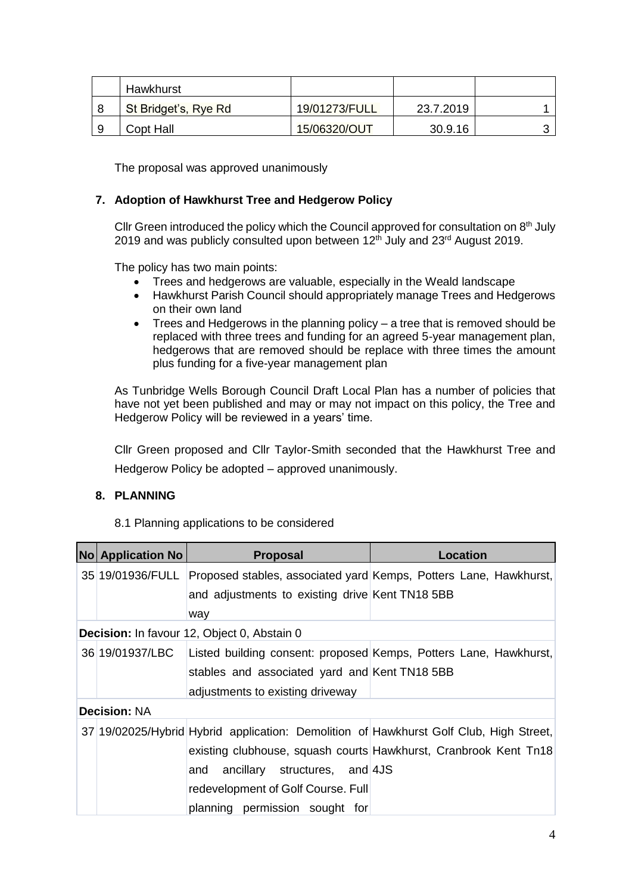| | Hawkhurst | | | |
|---|---|---|---|---|
| 8 | St Bridget's, Rye Rd | 19/01273/FULL | 23.7.2019 | 1 |
| 9 | Copt Hall | 15/06320/OUT | 30.9.16 | 3 |

The proposal was approved unanimously

### 7. Adoption of Hawkhurst Tree and Hedgerow Policy

Cllr Green introduced the policy which the Council approved for consultation on 8th July 2019 and was publicly consulted upon between 12th July and 23rd August 2019.

The policy has two main points:

- Trees and hedgerows are valuable, especially in the Weald landscape
- Hawkhurst Parish Council should appropriately manage Trees and Hedgerows on their own land
- Trees and Hedgerows in the planning policy – a tree that is removed should be replaced with three trees and funding for an agreed 5-year management plan, hedgerows that are removed should be replace with three times the amount plus funding for a five-year management plan

As Tunbridge Wells Borough Council Draft Local Plan has a number of policies that have not yet been published and may or may not impact on this policy, the Tree and Hedgerow Policy will be reviewed in a years' time.

Cllr Green proposed and Cllr Taylor-Smith seconded that the Hawkhurst Tree and Hedgerow Policy be adopted – approved unanimously.

### 8. PLANNING

8.1 Planning applications to be considered

| No | Application No | Proposal | Location |
|---|---|---|---|
| 35 | 19/01936/FULL | Proposed stables, associated yard and adjustments to existing drive way | Kemps, Potters Lane, Hawkhurst, Kent TN18 5BB |
| **Decision:** In favour 12, Object 0, Abstain 0 | | | |
| 36 | 19/01937/LBC | Listed building consent: proposed stables and associated yard and adjustments to existing driveway | Kemps, Potters Lane, Hawkhurst, Kent TN18 5BB |
| **Decision:** NA | | | |
| 37 | 19/02025/Hybrid | Hybrid application: Demolition of existing clubhouse, squash courts and ancillary structures, and redevelopment of Golf Course. Full planning permission sought for | Hawkhurst Golf Club, High Street, Hawkhurst, Cranbrook Kent Tn18 4JS |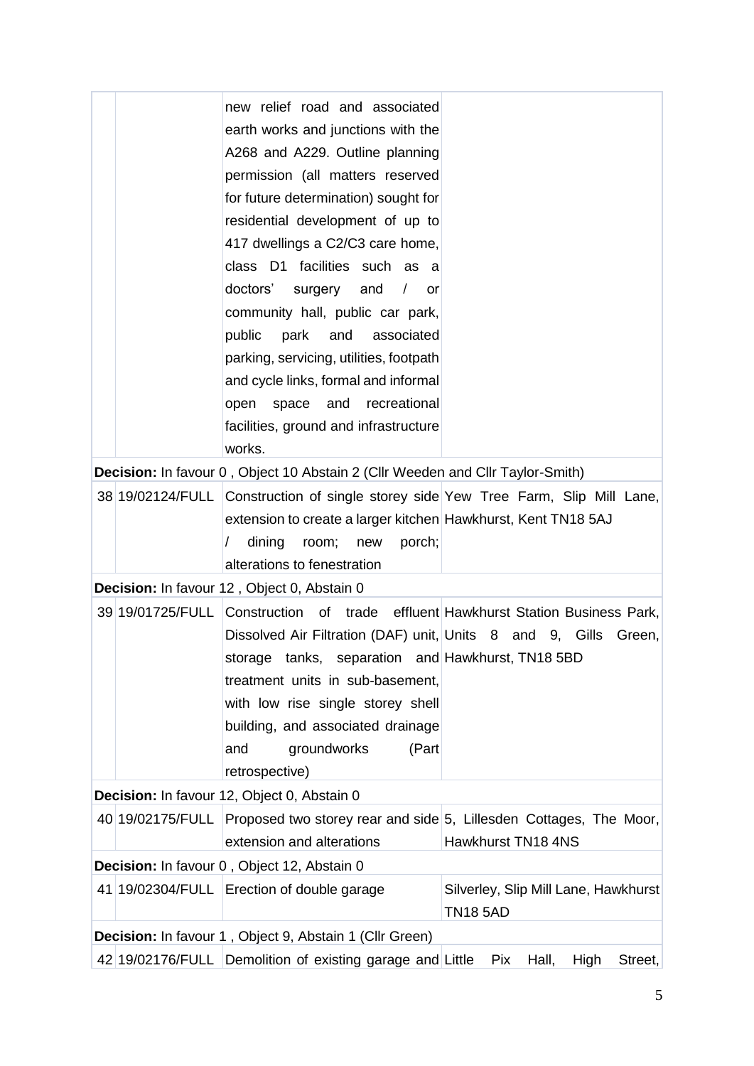| | | | |
|---|---|---|---|
| | | new relief road and associated earth works and junctions with the A268 and A229. Outline planning permission (all matters reserved for future determination) sought for residential development of up to 417 dwellings a C2/C3 care home, class D1 facilities such as a doctors' surgery and / or community hall, public car park, public park and associated parking, servicing, utilities, footpath and cycle links, formal and informal open space and recreational facilities, ground and infrastructure works. | |
| **Decision:** In favour 0 , Object 10 Abstain 2 (Cllr Weeden and Cllr Taylor-Smith) | | | |
| 38 | 19/02124/FULL | Construction of single storey side extension to create a larger kitchen / dining room; new porch; alterations to fenestration | Yew Tree Farm, Slip Mill Lane, Hawkhurst, Kent TN18 5AJ |
| **Decision:** In favour 12 , Object 0, Abstain 0 | | | |
| 39 | 19/01725/FULL | Construction of trade effluent Dissolved Air Filtration (DAF) unit, storage tanks, separation and treatment units in sub-basement, with low rise single storey shell building, and associated drainage and groundworks (Part retrospective) | Hawkhurst Station Business Park, Units 8 and 9, Gills Green, Hawkhurst, TN18 5BD |
| **Decision:** In favour 12, Object 0, Abstain 0 | | | |
| 40 | 19/02175/FULL | Proposed two storey rear and side extension and alterations | 5, Lillesden Cottages, The Moor, Hawkhurst TN18 4NS |
| **Decision:** In favour 0 , Object 12, Abstain 0 | | | |
| 41 | 19/02304/FULL | Erection of double garage | Silverley, Slip Mill Lane, Hawkhurst TN18 5AD |
| **Decision:** In favour 1 , Object 9, Abstain 1 (Cllr Green) | | | |
| 42 | 19/02176/FULL | Demolition of existing garage and | Little Pix Hall, High Street, |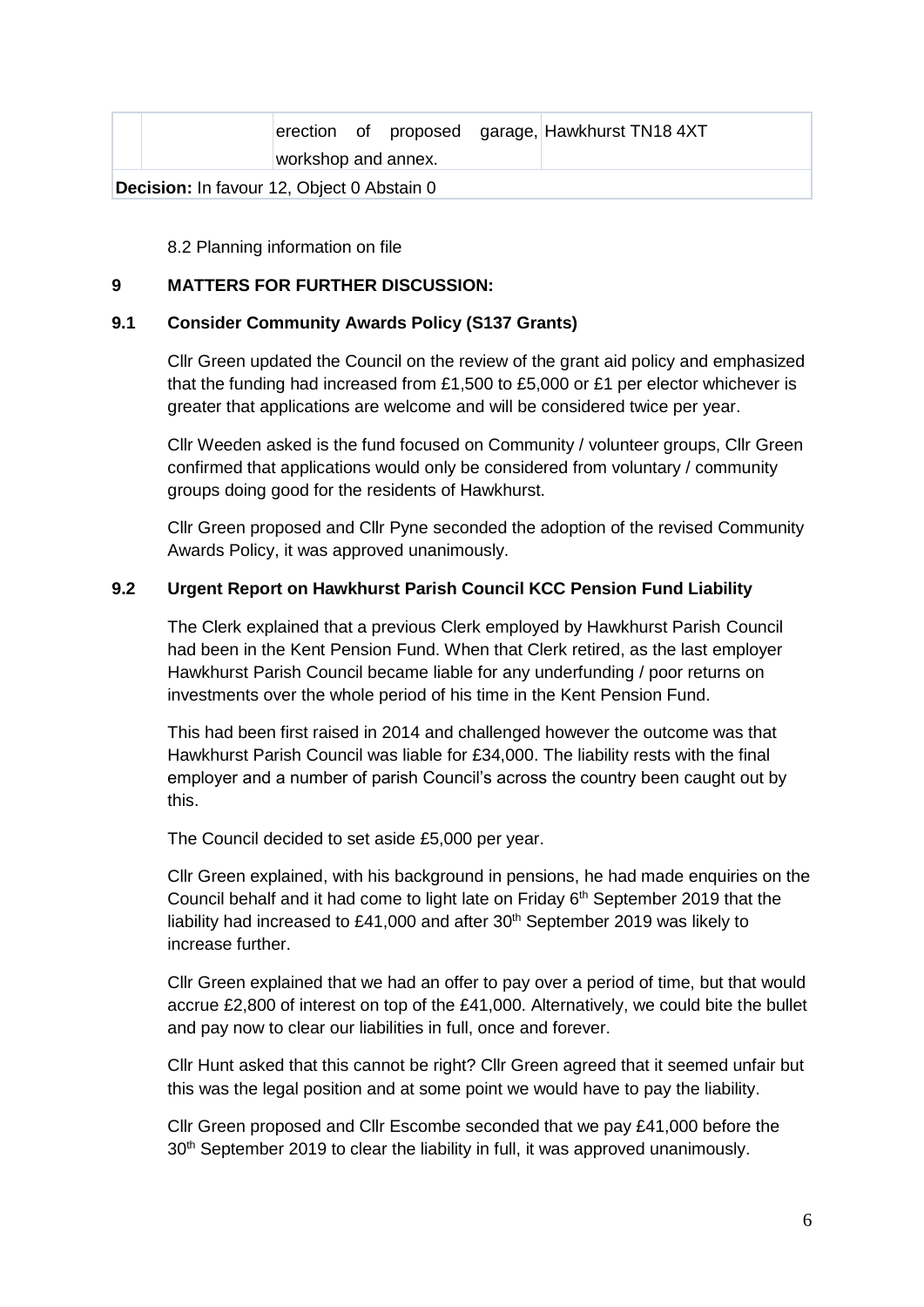| | | erection of proposed garage, workshop and annex. | Hawkhurst TN18 4XT |
|---|---|---|---|
| **Decision:** In favour 12, Object 0 Abstain 0 | | | |

8.2 Planning information on file

## 9 MATTERS FOR FURTHER DISCUSSION:

### 9.1 Consider Community Awards Policy (S137 Grants)

Cllr Green updated the Council on the review of the grant aid policy and emphasized that the funding had increased from £1,500 to £5,000 or £1 per elector whichever is greater that applications are welcome and will be considered twice per year.

Cllr Weeden asked is the fund focused on Community / volunteer groups, Cllr Green confirmed that applications would only be considered from voluntary / community groups doing good for the residents of Hawkhurst.

Cllr Green proposed and Cllr Pyne seconded the adoption of the revised Community Awards Policy, it was approved unanimously.

### 9.2 Urgent Report on Hawkhurst Parish Council KCC Pension Fund Liability

The Clerk explained that a previous Clerk employed by Hawkhurst Parish Council had been in the Kent Pension Fund. When that Clerk retired, as the last employer Hawkhurst Parish Council became liable for any underfunding / poor returns on investments over the whole period of his time in the Kent Pension Fund.

This had been first raised in 2014 and challenged however the outcome was that Hawkhurst Parish Council was liable for £34,000. The liability rests with the final employer and a number of parish Council's across the country been caught out by this.

The Council decided to set aside £5,000 per year.

Cllr Green explained, with his background in pensions, he had made enquiries on the Council behalf and it had come to light late on Friday 6th September 2019 that the liability had increased to £41,000 and after 30th September 2019 was likely to increase further.

Cllr Green explained that we had an offer to pay over a period of time, but that would accrue £2,800 of interest on top of the £41,000. Alternatively, we could bite the bullet and pay now to clear our liabilities in full, once and forever.

Cllr Hunt asked that this cannot be right? Cllr Green agreed that it seemed unfair but this was the legal position and at some point we would have to pay the liability.

Cllr Green proposed and Cllr Escombe seconded that we pay £41,000 before the 30th September 2019 to clear the liability in full, it was approved unanimously.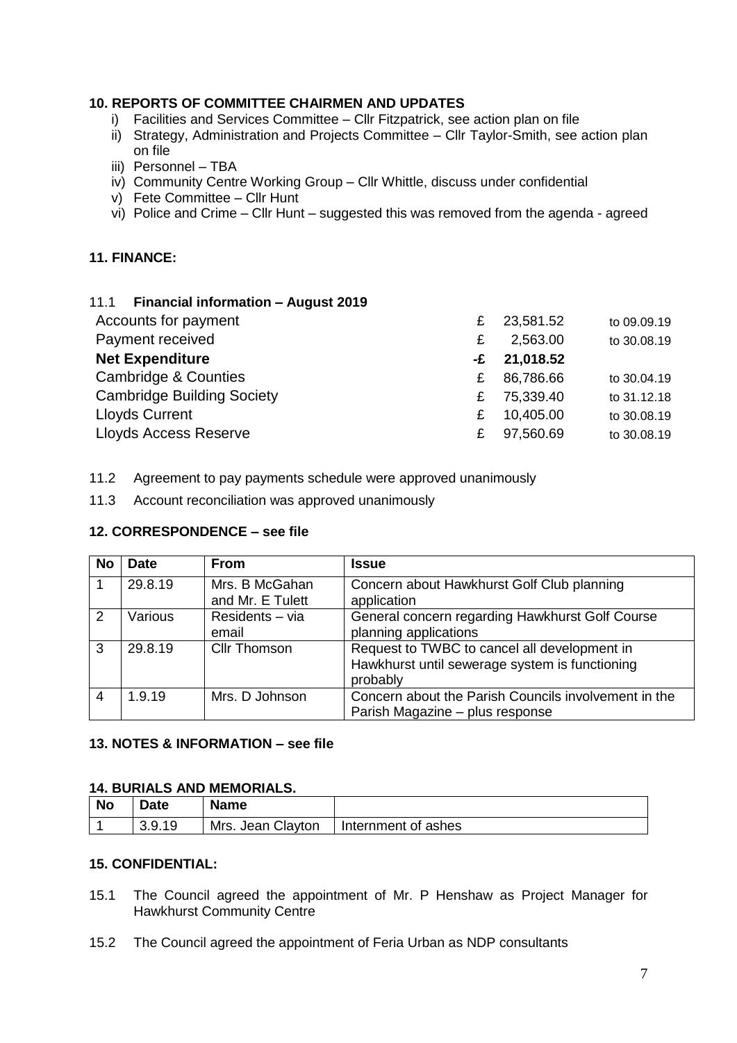**10. REPORTS OF COMMITTEE CHAIRMEN AND UPDATES**

i) Facilities and Services Committee – Cllr Fitzpatrick, see action plan on file
ii) Strategy, Administration and Projects Committee – Cllr Taylor-Smith, see action plan on file
iii) Personnel – TBA
iv) Community Centre Working Group – Cllr Whittle, discuss under confidential
v) Fete Committee – Cllr Hunt
vi) Police and Crime – Cllr Hunt – suggested this was removed from the agenda - agreed

**11. FINANCE:**

11.1 **Financial information – August 2019**

| | | | |
|---|---|---|---|
| Accounts for payment | £ | 23,581.52 | to 09.09.19 |
| Payment received | £ | 2,563.00 | to 30.08.19 |
| **Net Expenditure** | **-£** | **21,018.52** | |
| Cambridge & Counties | £ | 86,786.66 | to 30.04.19 |
| Cambridge Building Society | £ | 75,339.40 | to 31.12.18 |
| Lloyds Current | £ | 10,405.00 | to 30.08.19 |
| Lloyds Access Reserve | £ | 97,560.69 | to 30.08.19 |

11.2 Agreement to pay payments schedule were approved unanimously

11.3 Account reconciliation was approved unanimously

**12. CORRESPONDENCE – see file**

| No | Date | From | Issue |
|---|---|---|---|
| 1 | 29.8.19 | Mrs. B McGahan and Mr. E Tulett | Concern about Hawkhurst Golf Club planning application |
| 2 | Various | Residents – via email | General concern regarding Hawkhurst Golf Course planning applications |
| 3 | 29.8.19 | Cllr Thomson | Request to TWBC to cancel all development in Hawkhurst until sewerage system is functioning probably |
| 4 | 1.9.19 | Mrs. D Johnson | Concern about the Parish Councils involvement in the Parish Magazine – plus response |

**13. NOTES & INFORMATION – see file**

**14. BURIALS AND MEMORIALS.**

| No | Date | Name | |
|---|---|---|---|
| 1 | 3.9.19 | Mrs. Jean Clayton | Internment of ashes |

**15. CONFIDENTIAL:**

15.1 The Council agreed the appointment of Mr. P Henshaw as Project Manager for Hawkhurst Community Centre

15.2 The Council agreed the appointment of Feria Urban as NDP consultants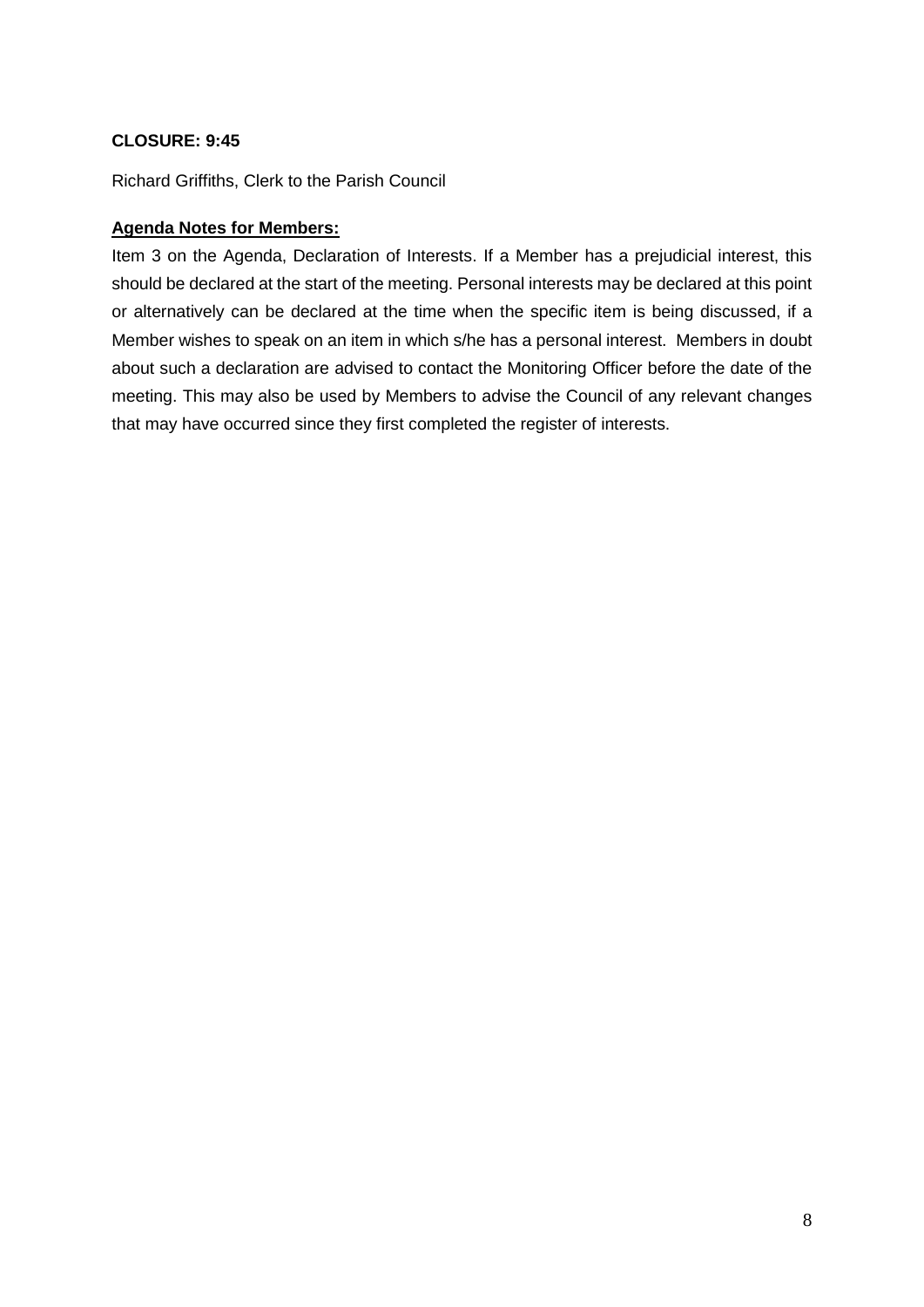**CLOSURE: 9:45**

Richard Griffiths, Clerk to the Parish Council

**Agenda Notes for Members:**

Item 3 on the Agenda, Declaration of Interests. If a Member has a prejudicial interest, this should be declared at the start of the meeting. Personal interests may be declared at this point or alternatively can be declared at the time when the specific item is being discussed, if a Member wishes to speak on an item in which s/he has a personal interest. Members in doubt about such a declaration are advised to contact the Monitoring Officer before the date of the meeting. This may also be used by Members to advise the Council of any relevant changes that may have occurred since they first completed the register of interests.